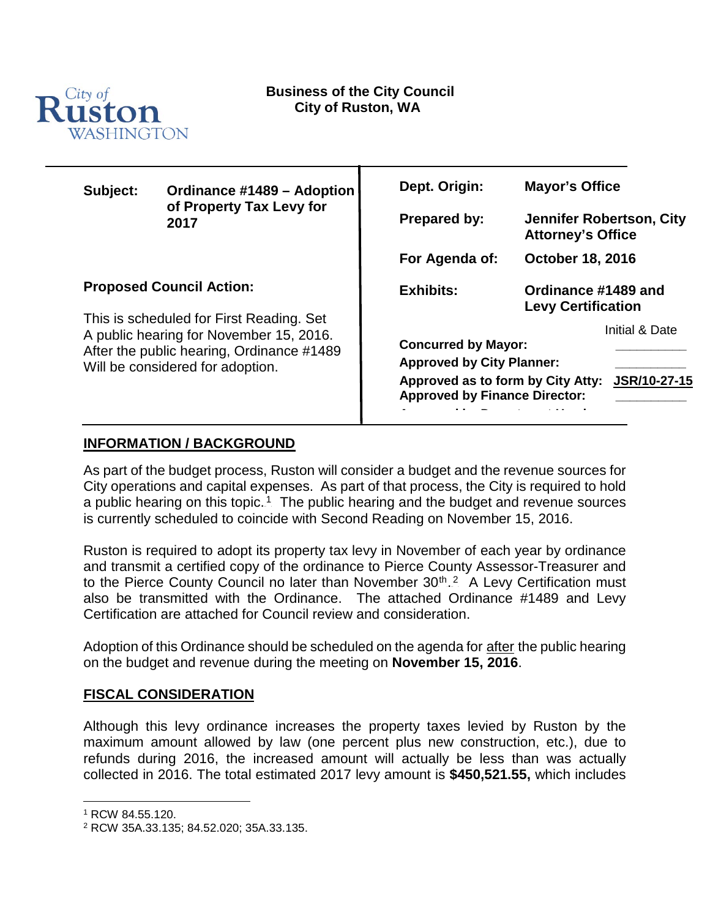City of Ruston WASHINGTON

**Business of the City Council**
**City of Ruston, WA**

| | | | |
|---|---|---|---|
| **Subject:** | **Ordinance #1489 – Adoption of Property Tax Levy for 2017** | **Dept. Origin:** | **Mayor's Office** |
| | | **Prepared by:** | **Jennifer Robertson, City Attorney's Office** |
| | | **For Agenda of:** | **October 18, 2016** |
| **Proposed Council Action:** | | **Exhibits:** | **Ordinance #1489 and Levy Certification** |

**Proposed Council Action:**

This is scheduled for First Reading. Set A public hearing for November 15, 2016. After the public hearing, Ordinance #1489 Will be considered for adoption.

| | Initial & Date |
|---|---|
| **Concurred by Mayor:** | \_\_\_\_\_\_\_\_\_\_ |
| **Approved by City Planner:** | \_\_\_\_\_\_\_\_\_\_ |
| **Approved as to form by City Atty:** | **JSR/10-27-15** |
| **Approved by Finance Director:** | \_\_\_\_\_\_\_\_\_\_ |

## INFORMATION / BACKGROUND

As part of the budget process, Ruston will consider a budget and the revenue sources for City operations and capital expenses. As part of that process, the City is required to hold a public hearing on this topic.[1] The public hearing and the budget and revenue sources is currently scheduled to coincide with Second Reading on November 15, 2016.

Ruston is required to adopt its property tax levy in November of each year by ordinance and transmit a certified copy of the ordinance to Pierce County Assessor-Treasurer and to the Pierce County Council no later than November 30th.[2] A Levy Certification must also be transmitted with the Ordinance. The attached Ordinance #1489 and Levy Certification are attached for Council review and consideration.

Adoption of this Ordinance should be scheduled on the agenda for after the public hearing on the budget and revenue during the meeting on **November 15, 2016**.

## FISCAL CONSIDERATION

Although this levy ordinance increases the property taxes levied by Ruston by the maximum amount allowed by law (one percent plus new construction, etc.), due to refunds during 2016, the increased amount will actually be less than was actually collected in 2016. The total estimated 2017 levy amount is **$450,521.55,** which includes

---

[1] RCW 84.55.120.

[2] RCW 35A.33.135; 84.52.020; 35A.33.135.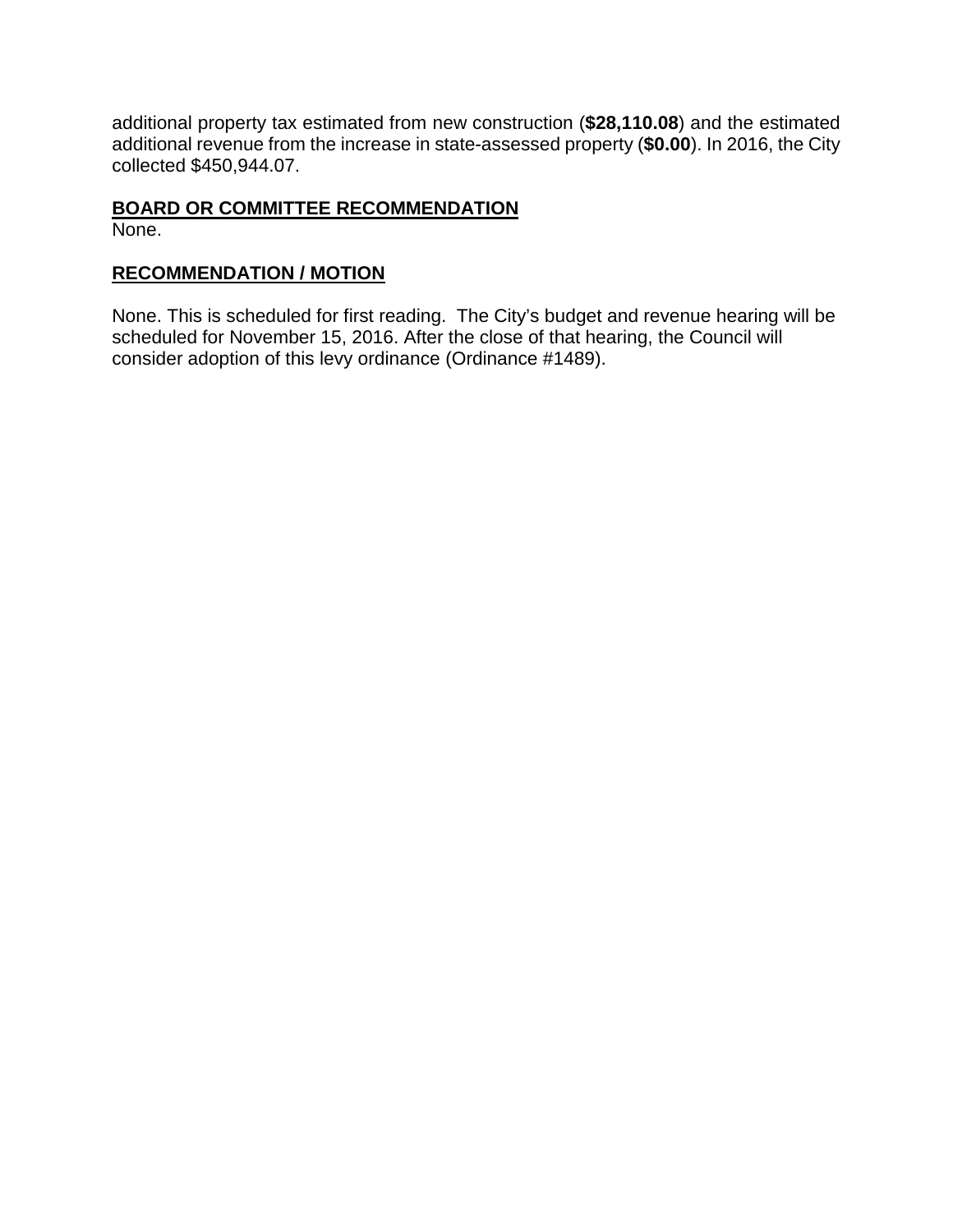additional property tax estimated from new construction (**$28,110.08**) and the estimated additional revenue from the increase in state-assessed property (**$0.00**). In 2016, the City collected $450,944.07.

**BOARD OR COMMITTEE RECOMMENDATION**

None.

**RECOMMENDATION / MOTION**

None. This is scheduled for first reading. The City's budget and revenue hearing will be scheduled for November 15, 2016. After the close of that hearing, the Council will consider adoption of this levy ordinance (Ordinance #1489).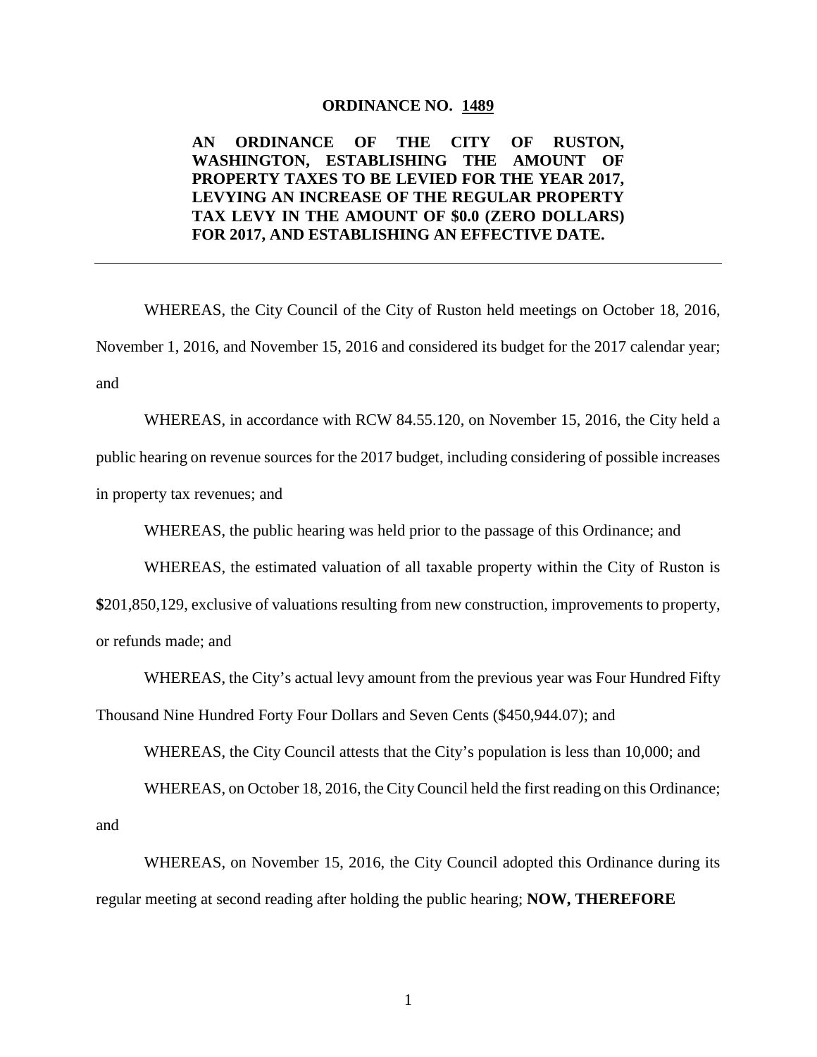**ORDINANCE NO. 1489**

**AN ORDINANCE OF THE CITY OF RUSTON, WASHINGTON, ESTABLISHING THE AMOUNT OF PROPERTY TAXES TO BE LEVIED FOR THE YEAR 2017, LEVYING AN INCREASE OF THE REGULAR PROPERTY TAX LEVY IN THE AMOUNT OF $0.0 (ZERO DOLLARS) FOR 2017, AND ESTABLISHING AN EFFECTIVE DATE.**

---

WHEREAS, the City Council of the City of Ruston held meetings on October 18, 2016, November 1, 2016, and November 15, 2016 and considered its budget for the 2017 calendar year; and

WHEREAS, in accordance with RCW 84.55.120, on November 15, 2016, the City held a public hearing on revenue sources for the 2017 budget, including considering of possible increases in property tax revenues; and

WHEREAS, the public hearing was held prior to the passage of this Ordinance; and

WHEREAS, the estimated valuation of all taxable property within the City of Ruston is **$**201,850,129, exclusive of valuations resulting from new construction, improvements to property, or refunds made; and

WHEREAS, the City's actual levy amount from the previous year was Four Hundred Fifty Thousand Nine Hundred Forty Four Dollars and Seven Cents ($450,944.07); and

WHEREAS, the City Council attests that the City's population is less than 10,000; and

WHEREAS, on October 18, 2016, the City Council held the first reading on this Ordinance; and

WHEREAS, on November 15, 2016, the City Council adopted this Ordinance during its regular meeting at second reading after holding the public hearing; **NOW, THEREFORE**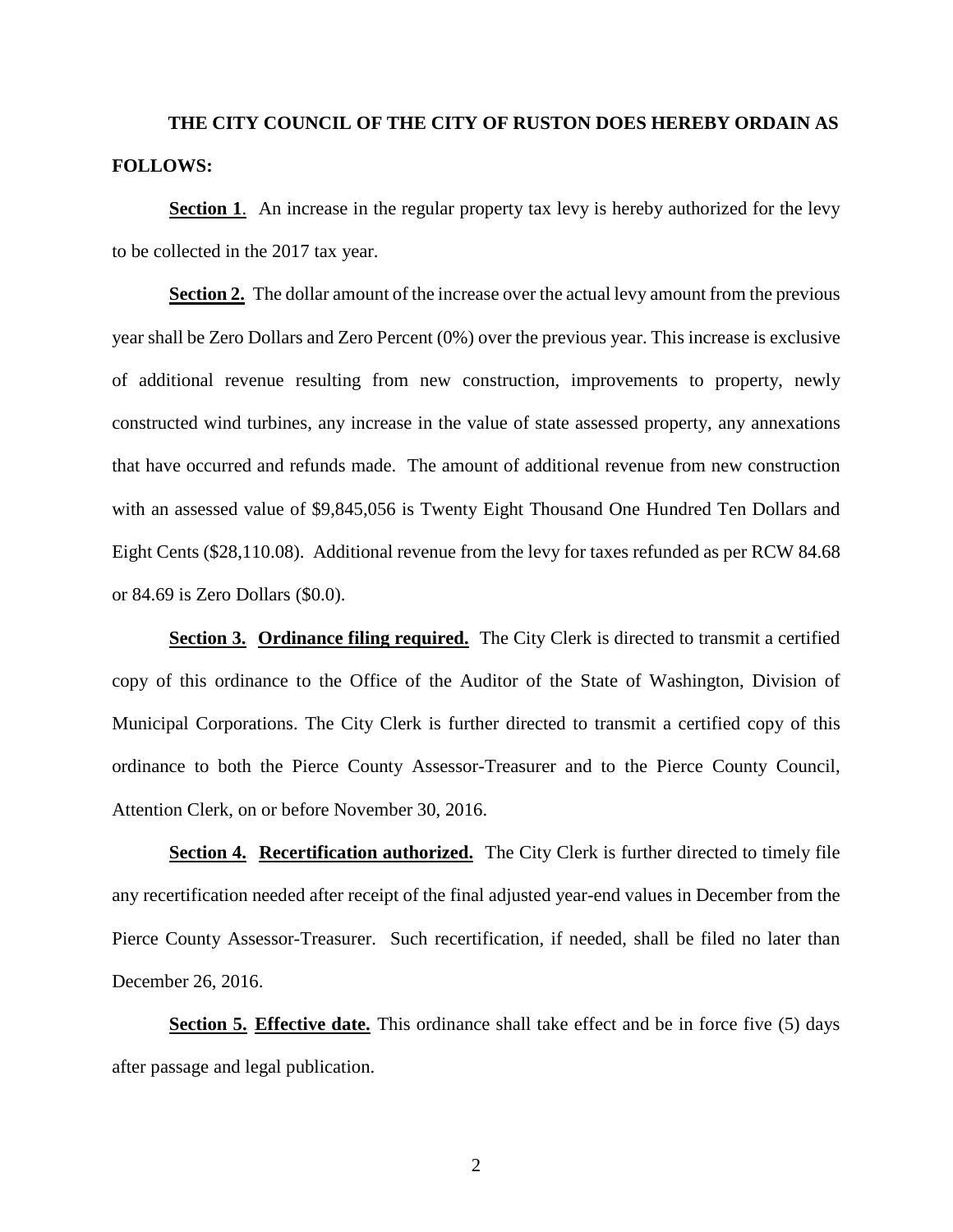**THE CITY COUNCIL OF THE CITY OF RUSTON DOES HEREBY ORDAIN AS FOLLOWS:**

**Section 1**. An increase in the regular property tax levy is hereby authorized for the levy to be collected in the 2017 tax year.

**Section 2.** The dollar amount of the increase over the actual levy amount from the previous year shall be Zero Dollars and Zero Percent (0%) over the previous year. This increase is exclusive of additional revenue resulting from new construction, improvements to property, newly constructed wind turbines, any increase in the value of state assessed property, any annexations that have occurred and refunds made. The amount of additional revenue from new construction with an assessed value of $9,845,056 is Twenty Eight Thousand One Hundred Ten Dollars and Eight Cents ($28,110.08). Additional revenue from the levy for taxes refunded as per RCW 84.68 or 84.69 is Zero Dollars ($0.0).

**Section 3. Ordinance filing required.** The City Clerk is directed to transmit a certified copy of this ordinance to the Office of the Auditor of the State of Washington, Division of Municipal Corporations. The City Clerk is further directed to transmit a certified copy of this ordinance to both the Pierce County Assessor-Treasurer and to the Pierce County Council, Attention Clerk, on or before November 30, 2016.

**Section 4. Recertification authorized.** The City Clerk is further directed to timely file any recertification needed after receipt of the final adjusted year-end values in December from the Pierce County Assessor-Treasurer. Such recertification, if needed, shall be filed no later than December 26, 2016.

**Section 5. Effective date.** This ordinance shall take effect and be in force five (5) days after passage and legal publication.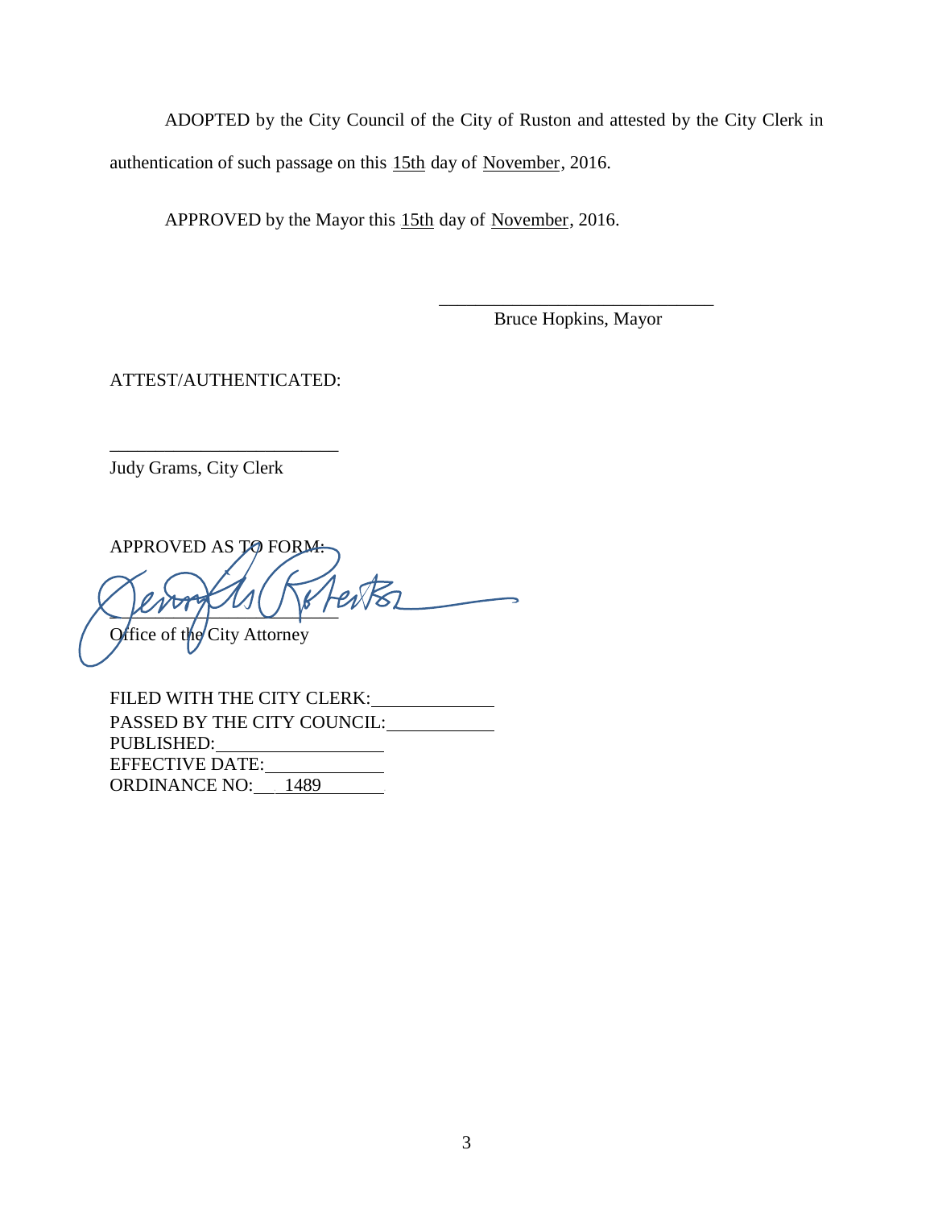ADOPTED by the City Council of the City of Ruston and attested by the City Clerk in authentication of such passage on this 15th day of November, 2016.

APPROVED by the Mayor this 15th day of November, 2016.

\_\_\_\_\_\_\_\_\_\_\_\_\_\_\_\_\_\_\_\_\_\_\_\_\_\_\_\_\_\_
Bruce Hopkins, Mayor

ATTEST/AUTHENTICATED:

\_\_\_\_\_\_\_\_\_\_\_\_\_\_\_\_\_\_\_\_\_\_\_\_\_\_\_\_\_\_
Judy Grams, City Clerk

APPROVED AS TO FORM:

\_\_\_\_\_\_\_\_\_\_\_\_\_\_\_\_\_\_\_\_\_\_\_\_\_\_\_\_\_\_
Office of the City Attorney

FILED WITH THE CITY CLERK:
PASSED BY THE CITY COUNCIL:
PUBLISHED:
EFFECTIVE DATE:
ORDINANCE NO: 1489